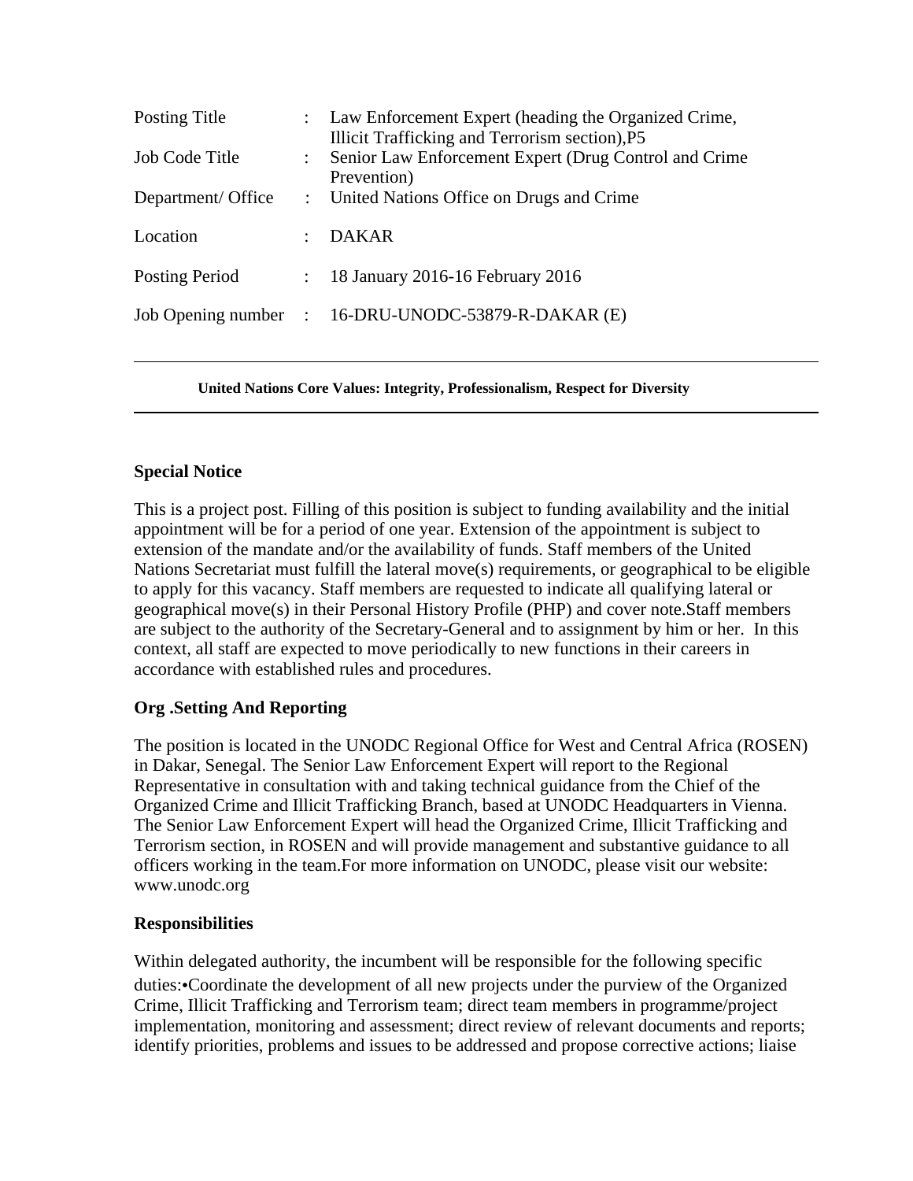| | | |
|---|---|---|
| Posting Title | : | Law Enforcement Expert (heading the Organized Crime, Illicit Trafficking and Terrorism section),P5 |
| Job Code Title | : | Senior Law Enforcement Expert (Drug Control and Crime Prevention) |
| Department/ Office | : | United Nations Office on Drugs and Crime |
| Location | : | DAKAR |
| Posting Period | : | 18 January 2016-16 February 2016 |
| Job Opening number | : | 16-DRU-UNODC-53879-R-DAKAR (E) |

---

**United Nations Core Values: Integrity, Professionalism, Respect for Diversity**

---

## Special Notice

This is a project post. Filling of this position is subject to funding availability and the initial appointment will be for a period of one year. Extension of the appointment is subject to extension of the mandate and/or the availability of funds. Staff members of the United Nations Secretariat must fulfill the lateral move(s) requirements, or geographical to be eligible to apply for this vacancy. Staff members are requested to indicate all qualifying lateral or geographical move(s) in their Personal History Profile (PHP) and cover note.Staff members are subject to the authority of the Secretary-General and to assignment by him or her. In this context, all staff are expected to move periodically to new functions in their careers in accordance with established rules and procedures.

## Org .Setting And Reporting

The position is located in the UNODC Regional Office for West and Central Africa (ROSEN) in Dakar, Senegal. The Senior Law Enforcement Expert will report to the Regional Representative in consultation with and taking technical guidance from the Chief of the Organized Crime and Illicit Trafficking Branch, based at UNODC Headquarters in Vienna. The Senior Law Enforcement Expert will head the Organized Crime, Illicit Trafficking and Terrorism section, in ROSEN and will provide management and substantive guidance to all officers working in the team.For more information on UNODC, please visit our website: www.unodc.org

## Responsibilities

Within delegated authority, the incumbent will be responsible for the following specific duties:•Coordinate the development of all new projects under the purview of the Organized Crime, Illicit Trafficking and Terrorism team; direct team members in programme/project implementation, monitoring and assessment; direct review of relevant documents and reports; identify priorities, problems and issues to be addressed and propose corrective actions; liaise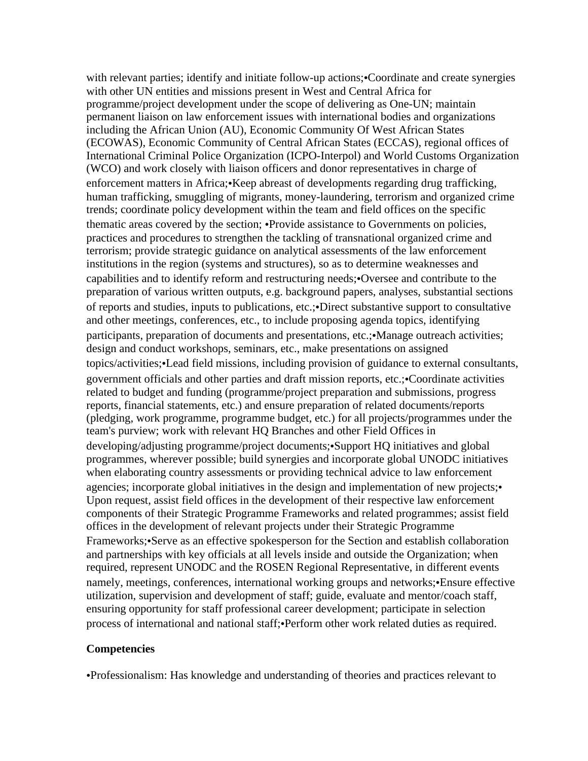with relevant parties; identify and initiate follow-up actions;•Coordinate and create synergies with other UN entities and missions present in West and Central Africa for programme/project development under the scope of delivering as One-UN; maintain permanent liaison on law enforcement issues with international bodies and organizations including the African Union (AU), Economic Community Of West African States (ECOWAS), Economic Community of Central African States (ECCAS), regional offices of International Criminal Police Organization (ICPO-Interpol) and World Customs Organization (WCO) and work closely with liaison officers and donor representatives in charge of enforcement matters in Africa;•Keep abreast of developments regarding drug trafficking, human trafficking, smuggling of migrants, money-laundering, terrorism and organized crime trends; coordinate policy development within the team and field offices on the specific thematic areas covered by the section; •Provide assistance to Governments on policies, practices and procedures to strengthen the tackling of transnational organized crime and terrorism; provide strategic guidance on analytical assessments of the law enforcement institutions in the region (systems and structures), so as to determine weaknesses and capabilities and to identify reform and restructuring needs;•Oversee and contribute to the preparation of various written outputs, e.g. background papers, analyses, substantial sections of reports and studies, inputs to publications, etc.;•Direct substantive support to consultative and other meetings, conferences, etc., to include proposing agenda topics, identifying participants, preparation of documents and presentations, etc.;•Manage outreach activities; design and conduct workshops, seminars, etc., make presentations on assigned topics/activities;•Lead field missions, including provision of guidance to external consultants, government officials and other parties and draft mission reports, etc.;•Coordinate activities related to budget and funding (programme/project preparation and submissions, progress reports, financial statements, etc.) and ensure preparation of related documents/reports (pledging, work programme, programme budget, etc.) for all projects/programmes under the team's purview; work with relevant HQ Branches and other Field Offices in developing/adjusting programme/project documents;•Support HQ initiatives and global programmes, wherever possible; build synergies and incorporate global UNODC initiatives when elaborating country assessments or providing technical advice to law enforcement agencies; incorporate global initiatives in the design and implementation of new projects;• Upon request, assist field offices in the development of their respective law enforcement components of their Strategic Programme Frameworks and related programmes; assist field offices in the development of relevant projects under their Strategic Programme Frameworks;•Serve as an effective spokesperson for the Section and establish collaboration and partnerships with key officials at all levels inside and outside the Organization; when required, represent UNODC and the ROSEN Regional Representative, in different events namely, meetings, conferences, international working groups and networks;•Ensure effective utilization, supervision and development of staff; guide, evaluate and mentor/coach staff, ensuring opportunity for staff professional career development; participate in selection process of international and national staff;•Perform other work related duties as required.

**Competencies**

•Professionalism: Has knowledge and understanding of theories and practices relevant to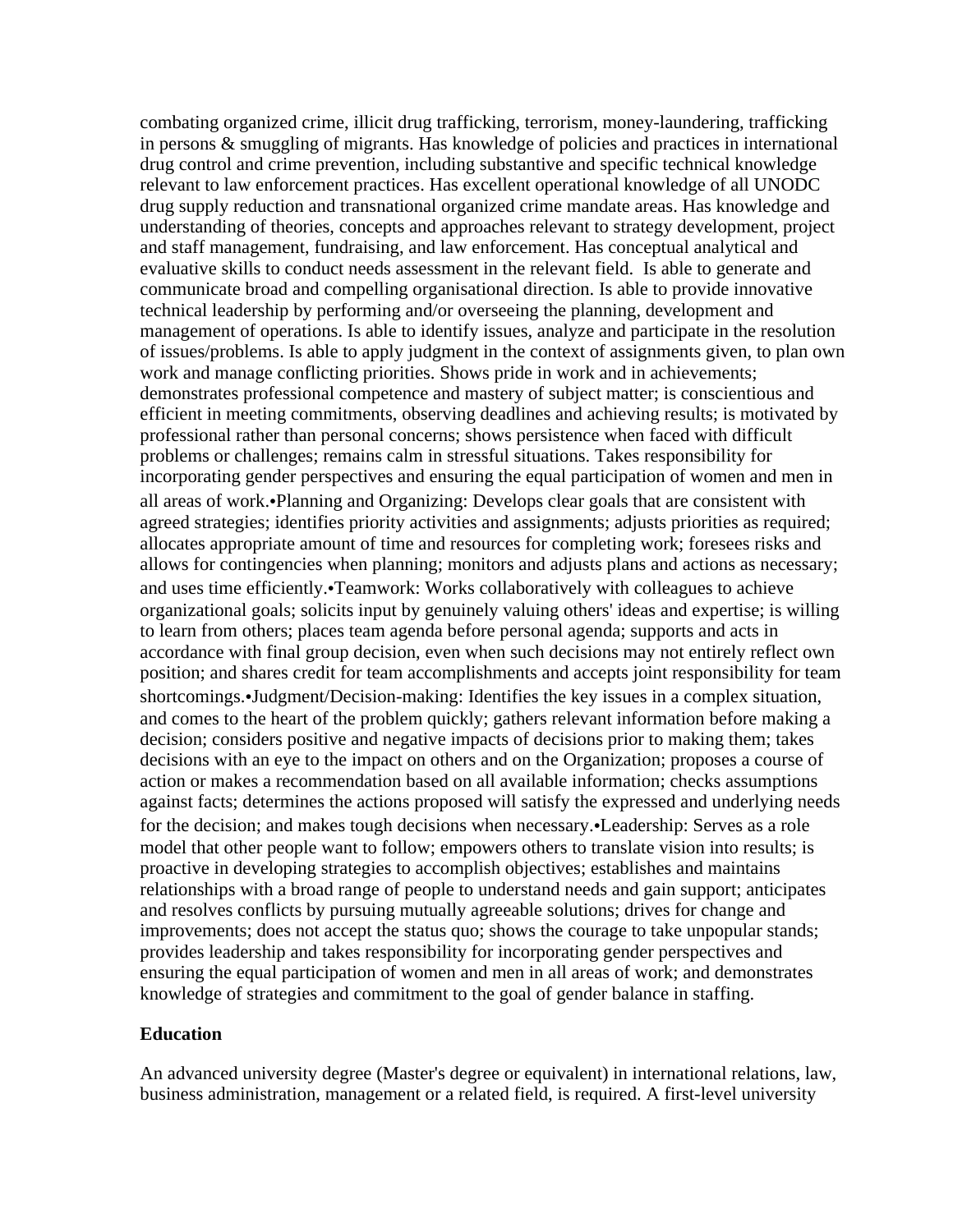combating organized crime, illicit drug trafficking, terrorism, money-laundering, trafficking in persons & smuggling of migrants. Has knowledge of policies and practices in international drug control and crime prevention, including substantive and specific technical knowledge relevant to law enforcement practices. Has excellent operational knowledge of all UNODC drug supply reduction and transnational organized crime mandate areas. Has knowledge and understanding of theories, concepts and approaches relevant to strategy development, project and staff management, fundraising, and law enforcement. Has conceptual analytical and evaluative skills to conduct needs assessment in the relevant field. Is able to generate and communicate broad and compelling organisational direction. Is able to provide innovative technical leadership by performing and/or overseeing the planning, development and management of operations. Is able to identify issues, analyze and participate in the resolution of issues/problems. Is able to apply judgment in the context of assignments given, to plan own work and manage conflicting priorities. Shows pride in work and in achievements; demonstrates professional competence and mastery of subject matter; is conscientious and efficient in meeting commitments, observing deadlines and achieving results; is motivated by professional rather than personal concerns; shows persistence when faced with difficult problems or challenges; remains calm in stressful situations. Takes responsibility for incorporating gender perspectives and ensuring the equal participation of women and men in all areas of work.•Planning and Organizing: Develops clear goals that are consistent with agreed strategies; identifies priority activities and assignments; adjusts priorities as required; allocates appropriate amount of time and resources for completing work; foresees risks and allows for contingencies when planning; monitors and adjusts plans and actions as necessary; and uses time efficiently.•Teamwork: Works collaboratively with colleagues to achieve organizational goals; solicits input by genuinely valuing others' ideas and expertise; is willing to learn from others; places team agenda before personal agenda; supports and acts in accordance with final group decision, even when such decisions may not entirely reflect own position; and shares credit for team accomplishments and accepts joint responsibility for team shortcomings.•Judgment/Decision-making: Identifies the key issues in a complex situation, and comes to the heart of the problem quickly; gathers relevant information before making a decision; considers positive and negative impacts of decisions prior to making them; takes decisions with an eye to the impact on others and on the Organization; proposes a course of action or makes a recommendation based on all available information; checks assumptions against facts; determines the actions proposed will satisfy the expressed and underlying needs for the decision; and makes tough decisions when necessary.•Leadership: Serves as a role model that other people want to follow; empowers others to translate vision into results; is proactive in developing strategies to accomplish objectives; establishes and maintains relationships with a broad range of people to understand needs and gain support; anticipates and resolves conflicts by pursuing mutually agreeable solutions; drives for change and improvements; does not accept the status quo; shows the courage to take unpopular stands; provides leadership and takes responsibility for incorporating gender perspectives and ensuring the equal participation of women and men in all areas of work; and demonstrates knowledge of strategies and commitment to the goal of gender balance in staffing.

**Education**

An advanced university degree (Master's degree or equivalent) in international relations, law, business administration, management or a related field, is required. A first-level university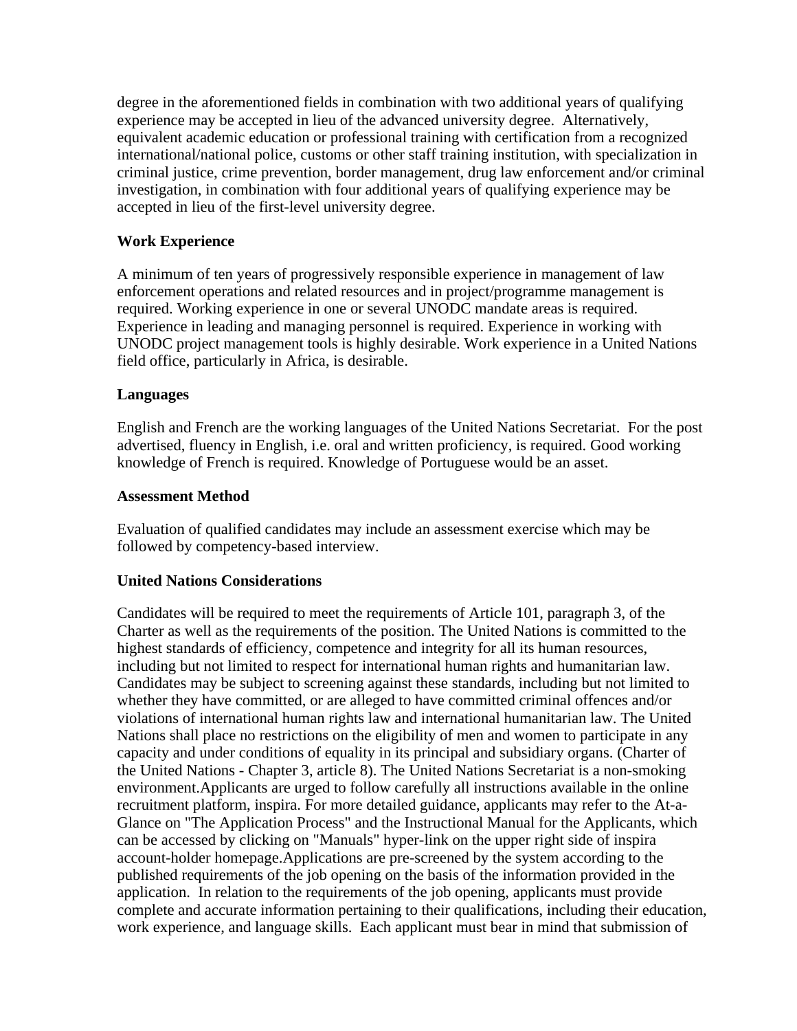degree in the aforementioned fields in combination with two additional years of qualifying experience may be accepted in lieu of the advanced university degree. Alternatively, equivalent academic education or professional training with certification from a recognized international/national police, customs or other staff training institution, with specialization in criminal justice, crime prevention, border management, drug law enforcement and/or criminal investigation, in combination with four additional years of qualifying experience may be accepted in lieu of the first-level university degree.

**Work Experience**

A minimum of ten years of progressively responsible experience in management of law enforcement operations and related resources and in project/programme management is required. Working experience in one or several UNODC mandate areas is required. Experience in leading and managing personnel is required. Experience in working with UNODC project management tools is highly desirable. Work experience in a United Nations field office, particularly in Africa, is desirable.

**Languages**

English and French are the working languages of the United Nations Secretariat. For the post advertised, fluency in English, i.e. oral and written proficiency, is required. Good working knowledge of French is required. Knowledge of Portuguese would be an asset.

**Assessment Method**

Evaluation of qualified candidates may include an assessment exercise which may be followed by competency-based interview.

**United Nations Considerations**

Candidates will be required to meet the requirements of Article 101, paragraph 3, of the Charter as well as the requirements of the position. The United Nations is committed to the highest standards of efficiency, competence and integrity for all its human resources, including but not limited to respect for international human rights and humanitarian law. Candidates may be subject to screening against these standards, including but not limited to whether they have committed, or are alleged to have committed criminal offences and/or violations of international human rights law and international humanitarian law. The United Nations shall place no restrictions on the eligibility of men and women to participate in any capacity and under conditions of equality in its principal and subsidiary organs. (Charter of the United Nations - Chapter 3, article 8). The United Nations Secretariat is a non-smoking environment.Applicants are urged to follow carefully all instructions available in the online recruitment platform, inspira. For more detailed guidance, applicants may refer to the At-a-Glance on "The Application Process" and the Instructional Manual for the Applicants, which can be accessed by clicking on "Manuals" hyper-link on the upper right side of inspira account-holder homepage.Applications are pre-screened by the system according to the published requirements of the job opening on the basis of the information provided in the application. In relation to the requirements of the job opening, applicants must provide complete and accurate information pertaining to their qualifications, including their education, work experience, and language skills. Each applicant must bear in mind that submission of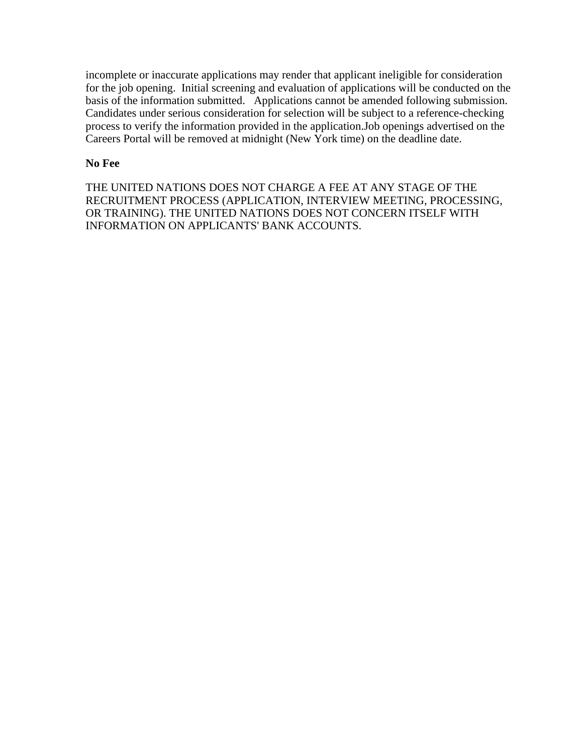incomplete or inaccurate applications may render that applicant ineligible for consideration for the job opening. Initial screening and evaluation of applications will be conducted on the basis of the information submitted. Applications cannot be amended following submission. Candidates under serious consideration for selection will be subject to a reference-checking process to verify the information provided in the application.Job openings advertised on the Careers Portal will be removed at midnight (New York time) on the deadline date.

**No Fee**

THE UNITED NATIONS DOES NOT CHARGE A FEE AT ANY STAGE OF THE RECRUITMENT PROCESS (APPLICATION, INTERVIEW MEETING, PROCESSING, OR TRAINING). THE UNITED NATIONS DOES NOT CONCERN ITSELF WITH INFORMATION ON APPLICANTS' BANK ACCOUNTS.